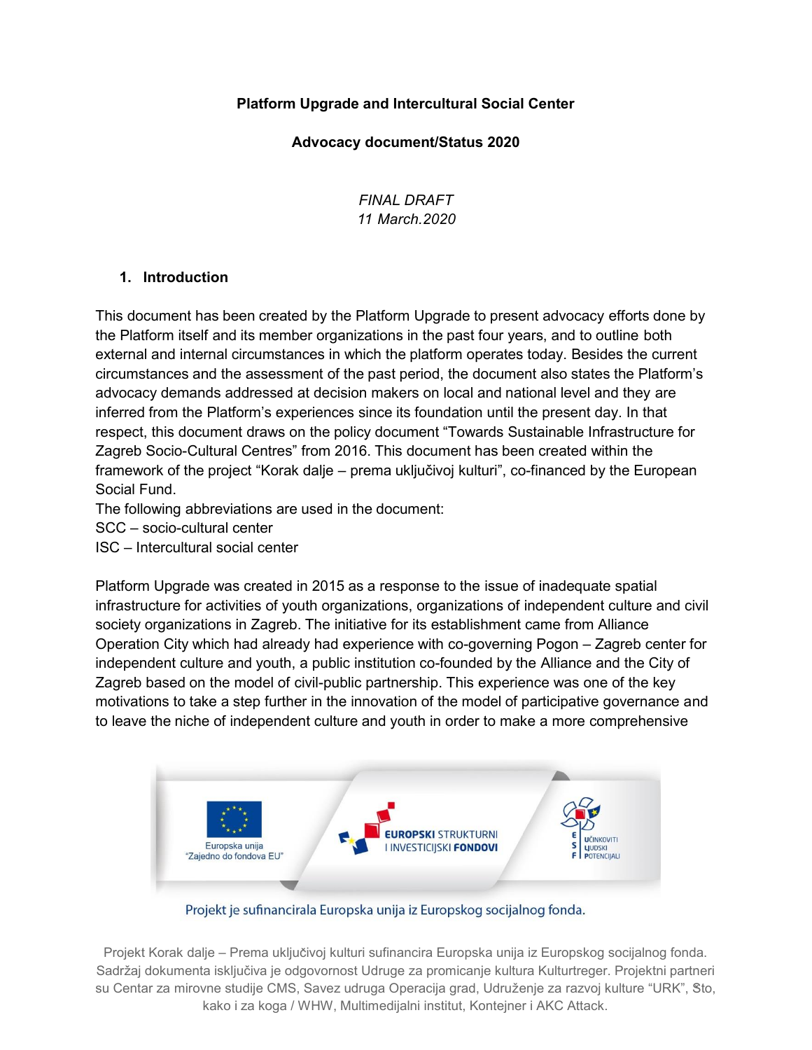**Platform Upgrade and Intercultural Social Center**

**Advocacy document/Status 2020**

*FINAL DRAFT*
*11 March.2020*

## 1. Introduction

This document has been created by the Platform Upgrade to present advocacy efforts done by the Platform itself and its member organizations in the past four years, and to outline both external and internal circumstances in which the platform operates today. Besides the current circumstances and the assessment of the past period, the document also states the Platform's advocacy demands addressed at decision makers on local and national level and they are inferred from the Platform's experiences since its foundation until the present day. In that respect, this document draws on the policy document "Towards Sustainable Infrastructure for Zagreb Socio-Cultural Centres" from 2016. This document has been created within the framework of the project "Korak dalje – prema uključivoj kulturi", co-financed by the European Social Fund.

The following abbreviations are used in the document:
SCC – socio-cultural center
ISC – Intercultural social center

Platform Upgrade was created in 2015 as a response to the issue of inadequate spatial infrastructure for activities of youth organizations, organizations of independent culture and civil society organizations in Zagreb. The initiative for its establishment came from Alliance Operation City which had already had experience with co-governing Pogon – Zagreb center for independent culture and youth, a public institution co-founded by the Alliance and the City of Zagreb based on the model of civil-public partnership. This experience was one of the key motivations to take a step further in the innovation of the model of participative governance and to leave the niche of independent culture and youth in order to make a more comprehensive

Europska unija
"Zajedno do fondova EU"

EUROPSKI STRUKTURNI I INVESTICIJSKI FONDOVI

ESF UČINKOVITI LJUDSKI POTENCIJALI

Projekt je sufinancirala Europska unija iz Europskog socijalnog fonda.

Projekt Korak dalje – Prema uključivoj kulturi sufinancira Europska unija iz Europskog socijalnog fonda. Sadržaj dokumenta isključiva je odgovornost Udruge za promicanje kultura Kulturtreger. Projektni partneri su Centar za mirovne studije CMS, Savez udruga Operacija grad, Udruženje za razvoj kulture "URK", Što, kako i za koga / WHW, Multimedijalni institut, Kontejner i AKC Attack.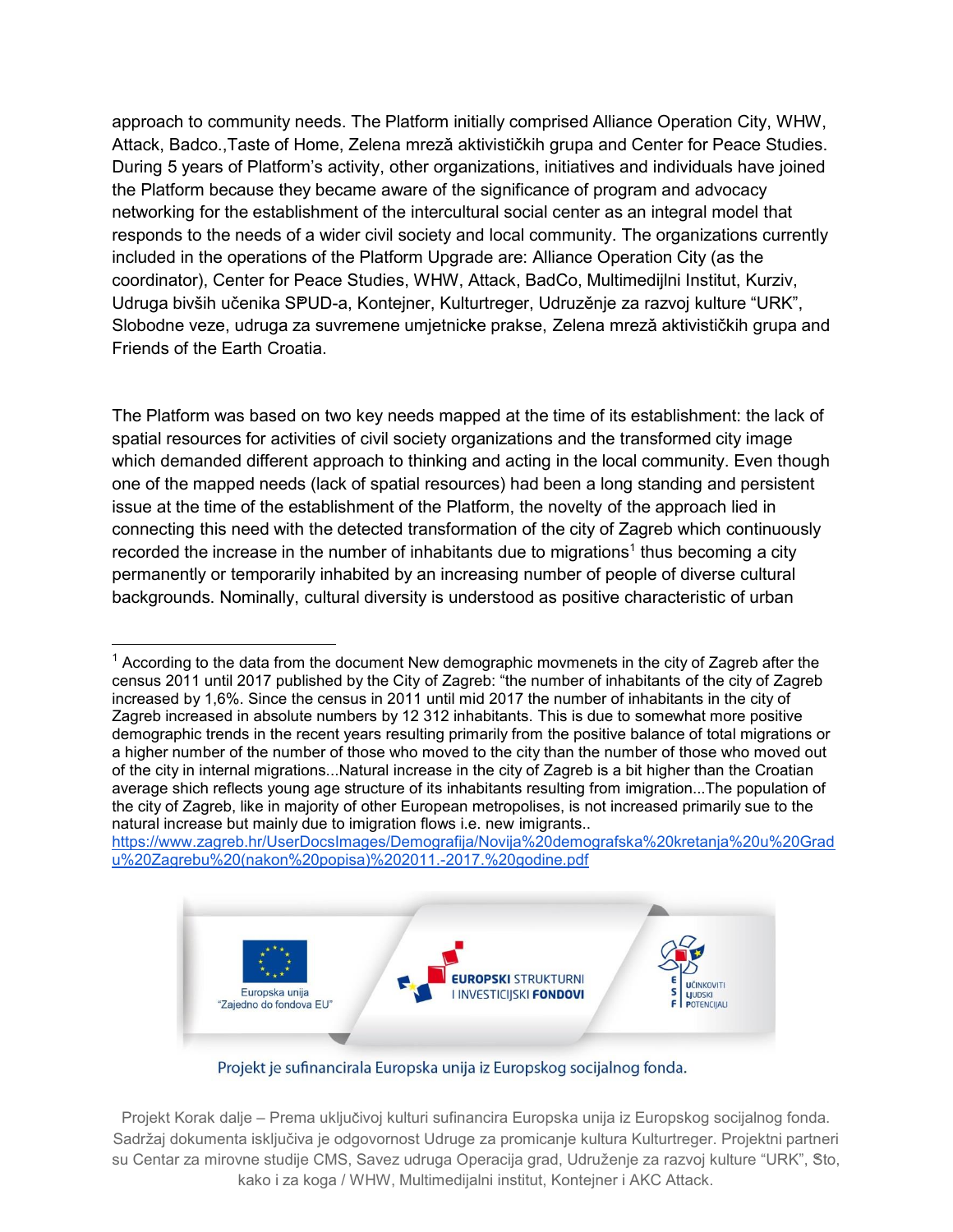approach to community needs. The Platform initially comprised Alliance Operation City, WHW, Attack, Badco.,Taste of Home, Zelena mreža aktivističkih grupa and Center for Peace Studies. During 5 years of Platform's activity, other organizations, initiatives and individuals have joined the Platform because they became aware of the significance of program and advocacy networking for the establishment of the intercultural social center as an integral model that responds to the needs of a wider civil society and local community. The organizations currently included in the operations of the Platform Upgrade are: Alliance Operation City (as the coordinator), Center for Peace Studies, WHW, Attack, BadCo, Multimedijlni Institut, Kurziv, Udruga bivših učenika SPUD-a, Kontejner, Kulturtreger, Udruženje za razvoj kulture "URK", Slobodne veze, udruga za suvremene umjetnicke prakse, Zelena mreža aktivističkih grupa and Friends of the Earth Croatia.

The Platform was based on two key needs mapped at the time of its establishment: the lack of spatial resources for activities of civil society organizations and the transformed city image which demanded different approach to thinking and acting in the local community. Even though one of the mapped needs (lack of spatial resources) had been a long standing and persistent issue at the time of the establishment of the Platform, the novelty of the approach lied in connecting this need with the detected transformation of the city of Zagreb which continuously recorded the increase in the number of inhabitants due to migrations[1] thus becoming a city permanently or temporarily inhabited by an increasing number of people of diverse cultural backgrounds. Nominally, cultural diversity is understood as positive characteristic of urban

---

[1] According to the data from the document New demographic movmenets in the city of Zagreb after the census 2011 until 2017 published by the City of Zagreb: "the number of inhabitants of the city of Zagreb increased by 1,6%. Since the census in 2011 until mid 2017 the number of inhabitants in the city of Zagreb increased in absolute numbers by 12 312 inhabitants. This is due to somewhat more positive demographic trends in the recent years resulting primarily from the positive balance of total migrations or a higher number of the number of those who moved to the city than the number of those who moved out of the city in internal migrations...Natural increase in the city of Zagreb is a bit higher than the Croatian average shich reflects young age structure of its inhabitants resulting from imigration...The population of the city of Zagreb, like in majority of other European metropolises, is not increased primarily sue to the natural increase but mainly due to imigration flows i.e. new imigrants.. https://www.zagreb.hr/UserDocsImages/Demografija/Novija%20demografska%20kretanja%20u%20Gradu%20Zagrebu%20(nakon%20popisa)%202011.-2017.%20godine.pdf

Europska unija "Zajedno do fondova EU"

EUROPSKI STRUKTURNI I INVESTICIJSKI FONDOVI

ESF UČINKOVITI LJUDSKI POTENCIJALI

Projekt je sufinancirala Europska unija iz Europskog socijalnog fonda.

Projekt Korak dalje – Prema uključivoj kulturi sufinancira Europska unija iz Europskog socijalnog fonda. Sadržaj dokumenta isključiva je odgovornost Udruge za promicanje kultura Kulturtreger. Projektni partneri su Centar za mirovne studije CMS, Savez udruga Operacija grad, Udruženje za razvoj kulture "URK", Što, kako i za koga / WHW, Multimedijalni institut, Kontejner i AKC Attack.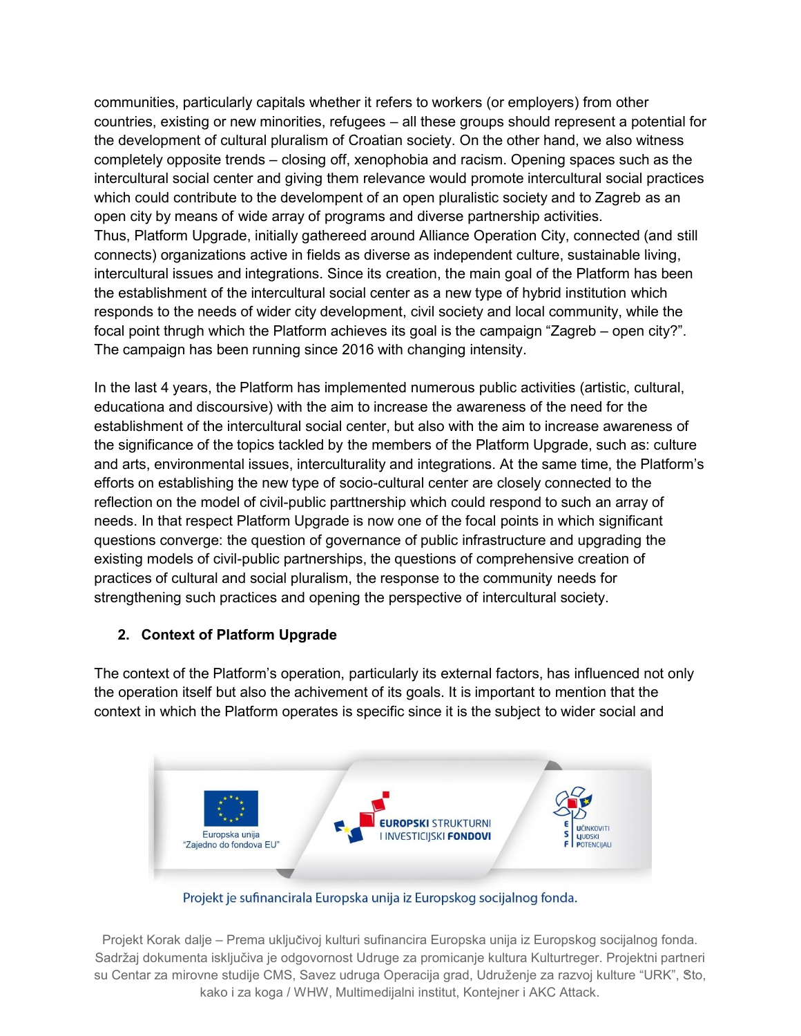communities, particularly capitals whether it refers to workers (or employers) from other countries, existing or new minorities, refugees – all these groups should represent a potential for the development of cultural pluralism of Croatian society. On the other hand, we also witness completely opposite trends – closing off, xenophobia and racism. Opening spaces such as the intercultural social center and giving them relevance would promote intercultural social practices which could contribute to the develompent of an open pluralistic society and to Zagreb as an open city by means of wide array of programs and diverse partnership activities.
Thus, Platform Upgrade, initially gathereed around Alliance Operation City, connected (and still connects) organizations active in fields as diverse as independent culture, sustainable living, intercultural issues and integrations. Since its creation, the main goal of the Platform has been the establishment of the intercultural social center as a new type of hybrid institution which responds to the needs of wider city development, civil society and local community, while the focal point thrugh which the Platform achieves its goal is the campaign "Zagreb – open city?". The campaign has been running since 2016 with changing intensity.

In the last 4 years, the Platform has implemented numerous public activities (artistic, cultural, educationa and discoursive) with the aim to increase the awareness of the need for the establishment of the intercultural social center, but also with the aim to increase awareness of the significance of the topics tackled by the members of the Platform Upgrade, such as: culture and arts, environmental issues, interculturality and integrations. At the same time, the Platform's efforts on establishing the new type of socio-cultural center are closely connected to the reflection on the model of civil-public parttnership which could respond to such an array of needs. In that respect Platform Upgrade is now one of the focal points in which significant questions converge: the question of governance of public infrastructure and upgrading the existing models of civil-public partnerships, the questions of comprehensive creation of practices of cultural and social pluralism, the response to the community needs for strengthening such practices and opening the perspective of intercultural society.

## 2. Context of Platform Upgrade

The context of the Platform's operation, particularly its external factors, has influenced not only the operation itself but also the achivement of its goals. It is important to mention that the context in which the Platform operates is specific since it is the subject to wider social and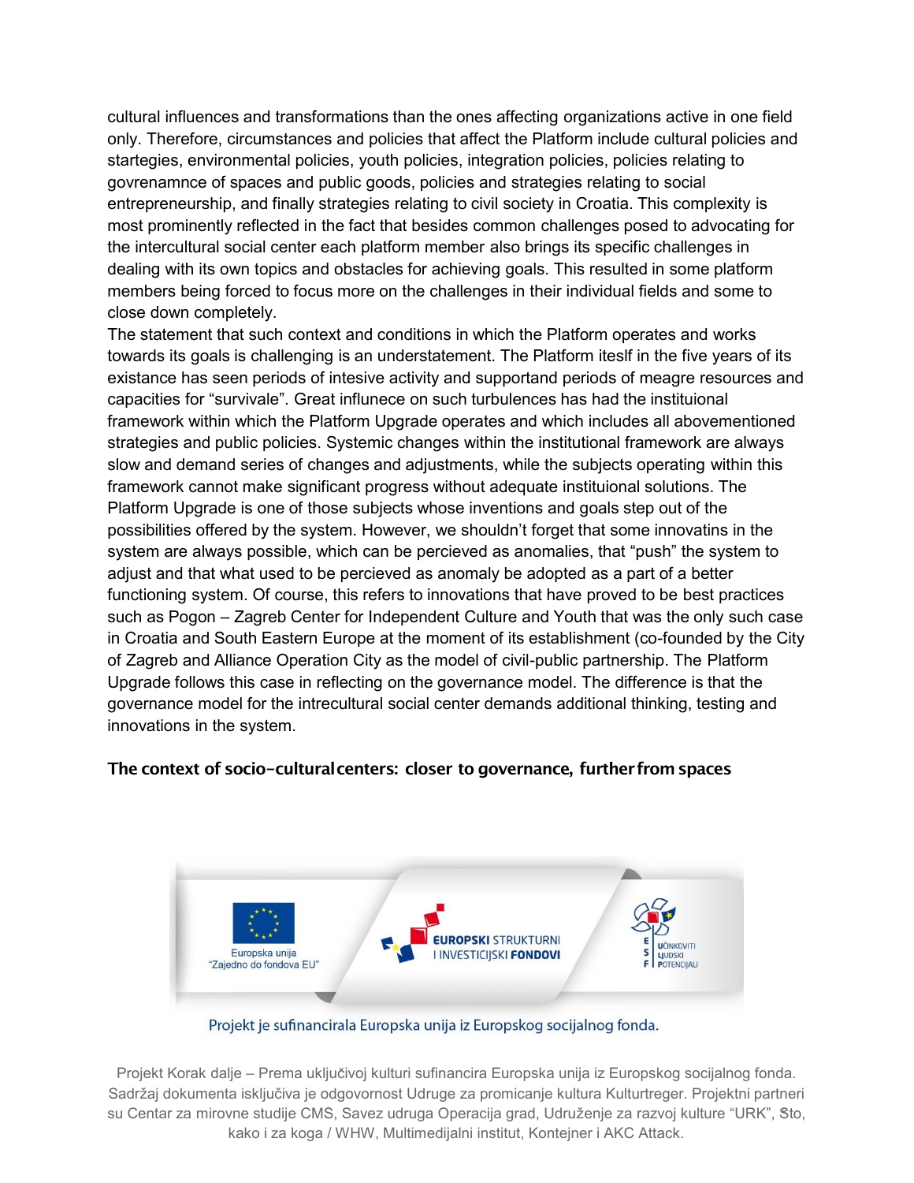cultural influences and transformations than the ones affecting organizations active in one field only. Therefore, circumstances and policies that affect the Platform include cultural policies and startegies, environmental policies, youth policies, integration policies, policies relating to govrenamnce of spaces and public goods, policies and strategies relating to social entrepreneurship, and finally strategies relating to civil society in Croatia. This complexity is most prominently reflected in the fact that besides common challenges posed to advocating for the intercultural social center each platform member also brings its specific challenges in dealing with its own topics and obstacles for achieving goals. This resulted in some platform members being forced to focus more on the challenges in their individual fields and some to close down completely.

The statement that such context and conditions in which the Platform operates and works towards its goals is challenging is an understatement. The Platform iteslf in the five years of its existance has seen periods of intesive activity and supportand periods of meagre resources and capacities for "survivale". Great influnece on such turbulences has had the instituional framework within which the Platform Upgrade operates and which includes all abovementioned strategies and public policies. Systemic changes within the institutional framework are always slow and demand series of changes and adjustments, while the subjects operating within this framework cannot make significant progress without adequate instituional solutions. The Platform Upgrade is one of those subjects whose inventions and goals step out of the possibilities offered by the system. However, we shouldn't forget that some innovatins in the system are always possible, which can be percieved as anomalies, that "push" the system to adjust and that what used to be percieved as anomaly be adopted as a part of a better functioning system. Of course, this refers to innovations that have proved to be best practices such as Pogon – Zagreb Center for Independent Culture and Youth that was the only such case in Croatia and South Eastern Europe at the moment of its establishment (co-founded by the City of Zagreb and Alliance Operation City as the model of civil-public partnership. The Platform Upgrade follows this case in reflecting on the governance model. The difference is that the governance model for the intrecultural social center demands additional thinking, testing and innovations in the system.

**The context of socio-cultural centers: closer to governance, further from spaces**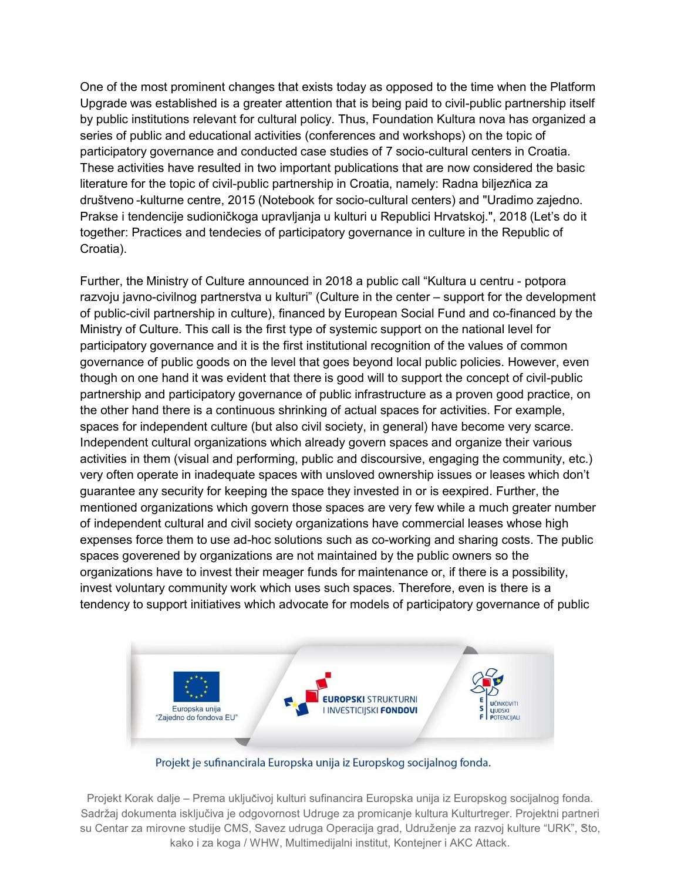One of the most prominent changes that exists today as opposed to the time when the Platform Upgrade was established is a greater attention that is being paid to civil-public partnership itself by public institutions relevant for cultural policy. Thus, Foundation Kultura nova has organized a series of public and educational activities (conferences and workshops) on the topic of participatory governance and conducted case studies of 7 socio-cultural centers in Croatia. These activities have resulted in two important publications that are now considered the basic literature for the topic of civil-public partnership in Croatia, namely: Radna biljezňica za društveno -kulturne centre, 2015 (Notebook for socio-cultural centers) and "Uradimo zajedno. Prakse i tendencije sudioničkoga upravljanja u kulturi u Republici Hrvatskoj.", 2018 (Let's do it together: Practices and tendecies of participatory governance in culture in the Republic of Croatia).

Further, the Ministry of Culture announced in 2018 a public call "Kultura u centru - potpora razvoju javno-civilnog partnerstva u kulturi" (Culture in the center – support for the development of public-civil partnership in culture), financed by European Social Fund and co-financed by the Ministry of Culture. This call is the first type of systemic support on the national level for participatory governance and it is the first institutional recognition of the values of common governance of public goods on the level that goes beyond local public policies. However, even though on one hand it was evident that there is good will to support the concept of civil-public partnership and participatory governance of public infrastructure as a proven good practice, on the other hand there is a continuous shrinking of actual spaces for activities. For example, spaces for independent culture (but also civil society, in general) have become very scarce. Independent cultural organizations which already govern spaces and organize their various activities in them (visual and performing, public and discoursive, engaging the community, etc.) very often operate in inadequate spaces with unsloved ownership issues or leases which don't guarantee any security for keeping the space they invested in or is eexpired. Further, the mentioned organizations which govern those spaces are very few while a much greater number of independent cultural and civil society organizations have commercial leases whose high expenses force them to use ad-hoc solutions such as co-working and sharing costs. The public spaces goverened by organizations are not maintained by the public owners so the organizations have to invest their meager funds for maintenance or, if there is a possibility, invest voluntary community work which uses such spaces. Therefore, even is there is a tendency to support initiatives which advocate for models of participatory governance of public

Europska unija "Zajedno do fondova EU"

EUROPSKI STRUKTURNI I INVESTICIJSKI FONDOVI

ESF UČINKOVITI LJUDSKI POTENCIJALI

Projekt je sufinancirala Europska unija iz Europskog socijalnog fonda.

Projekt Korak dalje – Prema uključivoj kulturi sufinancira Europska unija iz Europskog socijalnog fonda. Sadržaj dokumenta isključiva je odgovornost Udruge za promicanje kultura Kulturtreger. Projektni partneri su Centar za mirovne studije CMS, Savez udruga Operacija grad, Udruženje za razvoj kulture "URK", Što, kako i za koga / WHW, Multimedijalni institut, Kontejner i AKC Attack.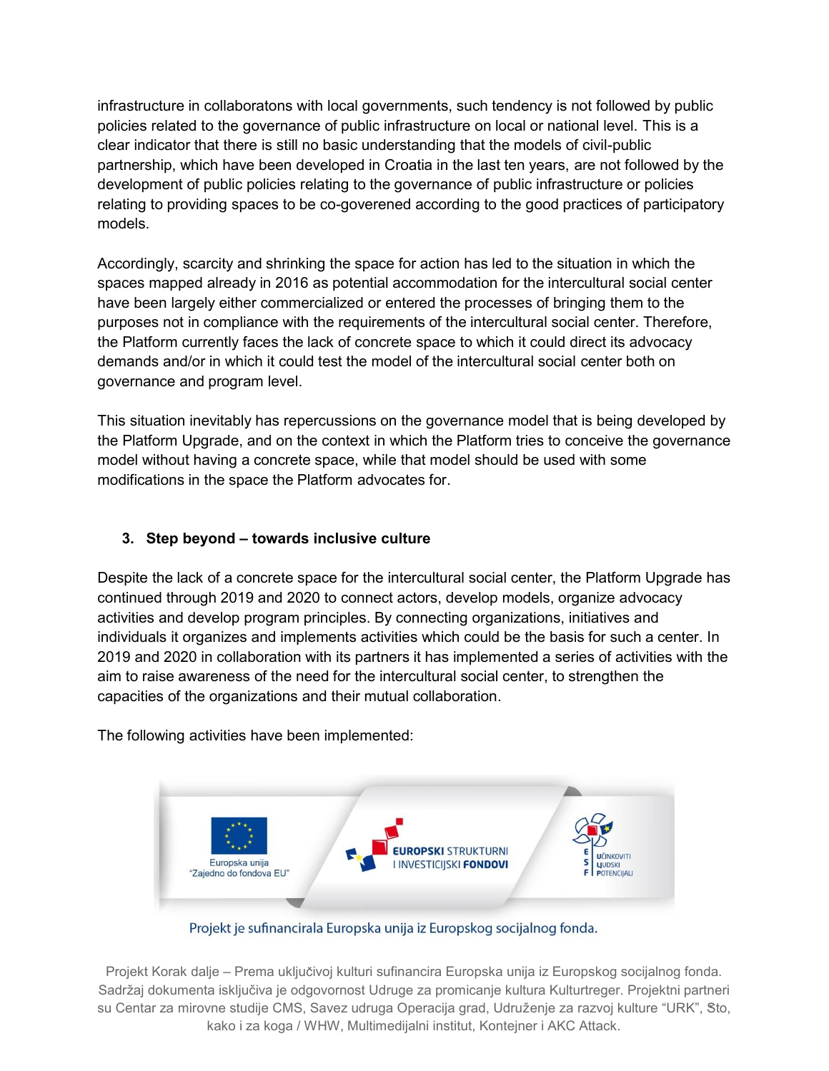infrastructure in collaboratons with local governments, such tendency is not followed by public policies related to the governance of public infrastructure on local or national level. This is a clear indicator that there is still no basic understanding that the models of civil-public partnership, which have been developed in Croatia in the last ten years, are not followed by the development of public policies relating to the governance of public infrastructure or policies relating to providing spaces to be co-goverened according to the good practices of participatory models.

Accordingly, scarcity and shrinking the space for action has led to the situation in which the spaces mapped already in 2016 as potential accommodation for the intercultural social center have been largely either commercialized or entered the processes of bringing them to the purposes not in compliance with the requirements of the intercultural social center. Therefore, the Platform currently faces the lack of concrete space to which it could direct its advocacy demands and/or in which it could test the model of the intercultural social center both on governance and program level.

This situation inevitably has repercussions on the governance model that is being developed by the Platform Upgrade, and on the context in which the Platform tries to conceive the governance model without having a concrete space, while that model should be used with some modifications in the space the Platform advocates for.

## 3. Step beyond – towards inclusive culture

Despite the lack of a concrete space for the intercultural social center, the Platform Upgrade has continued through 2019 and 2020 to connect actors, develop models, organize advocacy activities and develop program principles. By connecting organizations, initiatives and individuals it organizes and implements activities which could be the basis for such a center. In 2019 and 2020 in collaboration with its partners it has implemented a series of activities with the aim to raise awareness of the need for the intercultural social center, to strengthen the capacities of the organizations and their mutual collaboration.

The following activities have been implemented: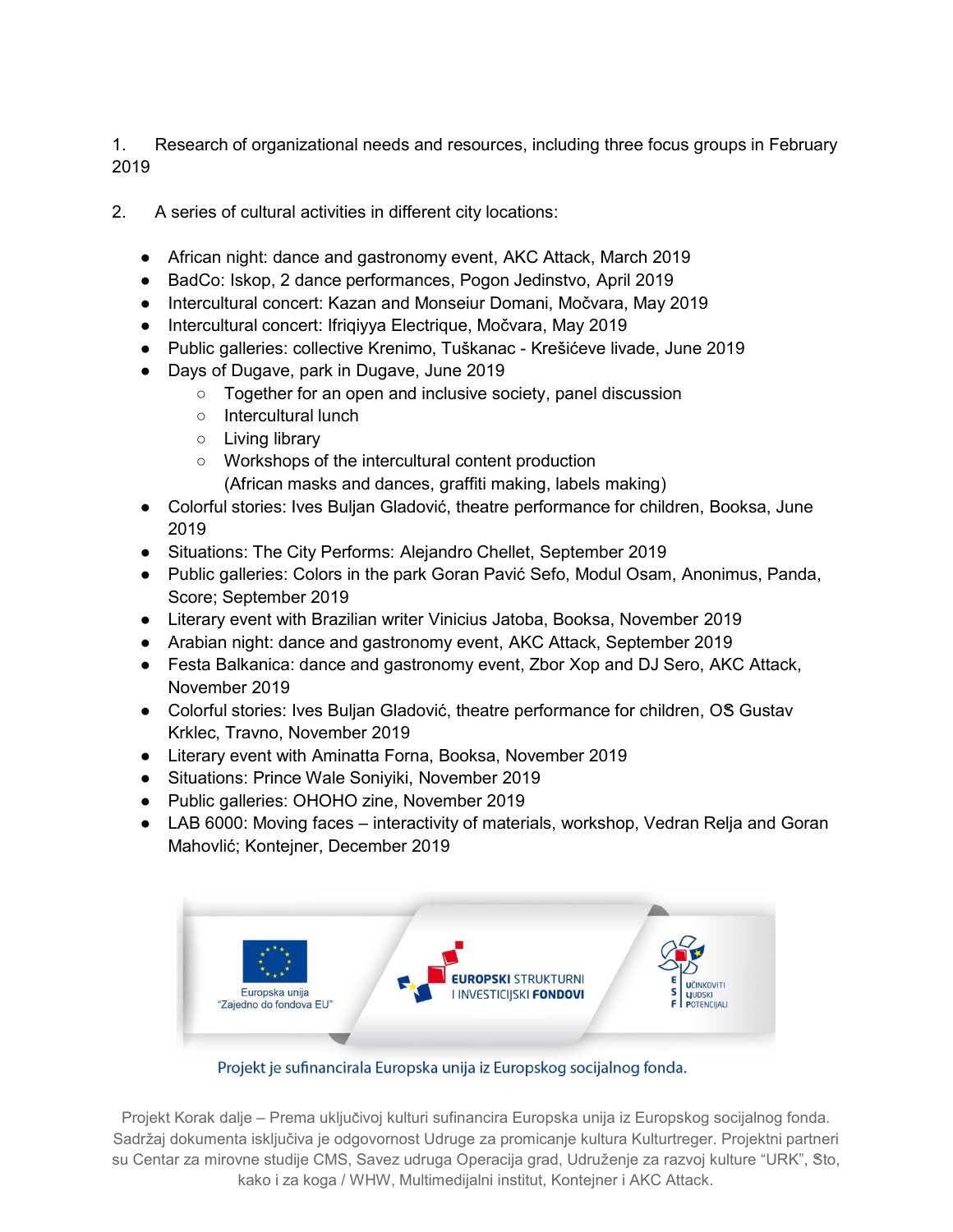1. Research of organizational needs and resources, including three focus groups in February 2019

2. A series of cultural activities in different city locations:

- African night: dance and gastronomy event, AKC Attack, March 2019
- BadCo: Iskop, 2 dance performances, Pogon Jedinstvo, April 2019
- Intercultural concert: Kazan and Monseiur Domani, Močvara, May 2019
- Intercultural concert: Ifriqiyya Electrique, Močvara, May 2019
- Public galleries: collective Krenimo, Tuškanac - Krešićeve livade, June 2019
- Days of Dugave, park in Dugave, June 2019
  - Together for an open and inclusive society, panel discussion
  - Intercultural lunch
  - Living library
  - Workshops of the intercultural content production (African masks and dances, graffiti making, labels making)
- Colorful stories: Ives Buljan Gladović, theatre performance for children, Booksa, June 2019
- Situations: The City Performs: Alejandro Chellet, September 2019
- Public galleries: Colors in the park Goran Pavić Sefo, Modul Osam, Anonimus, Panda, Score; September 2019
- Literary event with Brazilian writer Vinicius Jatoba, Booksa, November 2019
- Arabian night: dance and gastronomy event, AKC Attack, September 2019
- Festa Balkanica: dance and gastronomy event, Zbor Xop and DJ Sero, AKC Attack, November 2019
- Colorful stories: Ives Buljan Gladović, theatre performance for children, OŠ Gustav Krklec, Travno, November 2019
- Literary event with Aminatta Forna, Booksa, November 2019
- Situations: Prince Wale Soniyiki, November 2019
- Public galleries: OHOHO zine, November 2019
- LAB 6000: Moving faces – interactivity of materials, workshop, Vedran Relja and Goran Mahovlić; Kontejner, December 2019

Europska unija "Zajedno do fondova EU"

EUROPSKI STRUKTURNI I INVESTICIJSKI FONDOVI

ESF UČINKOVITI LJUDSKI POTENCIJALI

Projekt je sufinancirala Europska unija iz Europskog socijalnog fonda.

Projekt Korak dalje – Prema uključivoj kulturi sufinancira Europska unija iz Europskog socijalnog fonda. Sadržaj dokumenta isključiva je odgovornost Udruge za promicanje kultura Kulturtreger. Projektni partneri su Centar za mirovne studije CMS, Savez udruga Operacija grad, Udruženje za razvoj kulture "URK", Što, kako i za koga / WHW, Multimedijalni institut, Kontejner i AKC Attack.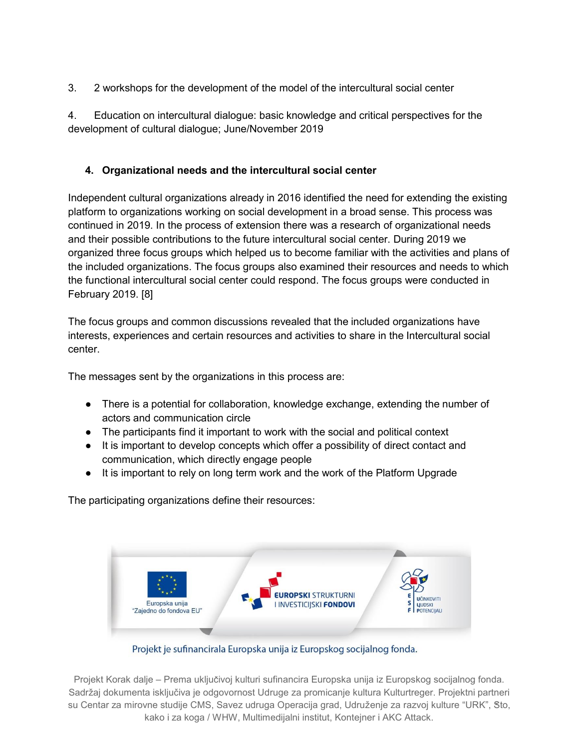3. 2 workshops for the development of the model of the intercultural social center

4. Education on intercultural dialogue: basic knowledge and critical perspectives for the development of cultural dialogue; June/November 2019

### 4. Organizational needs and the intercultural social center

Independent cultural organizations already in 2016 identified the need for extending the existing platform to organizations working on social development in a broad sense. This process was continued in 2019. In the process of extension there was a research of organizational needs and their possible contributions to the future intercultural social center. During 2019 we organized three focus groups which helped us to become familiar with the activities and plans of the included organizations. The focus groups also examined their resources and needs to which the functional intercultural social center could respond. The focus groups were conducted in February 2019. [8]

The focus groups and common discussions revealed that the included organizations have interests, experiences and certain resources and activities to share in the Intercultural social center.

The messages sent by the organizations in this process are:

- There is a potential for collaboration, knowledge exchange, extending the number of actors and communication circle
- The participants find it important to work with the social and political context
- It is important to develop concepts which offer a possibility of direct contact and communication, which directly engage people
- It is important to rely on long term work and the work of the Platform Upgrade

The participating organizations define their resources: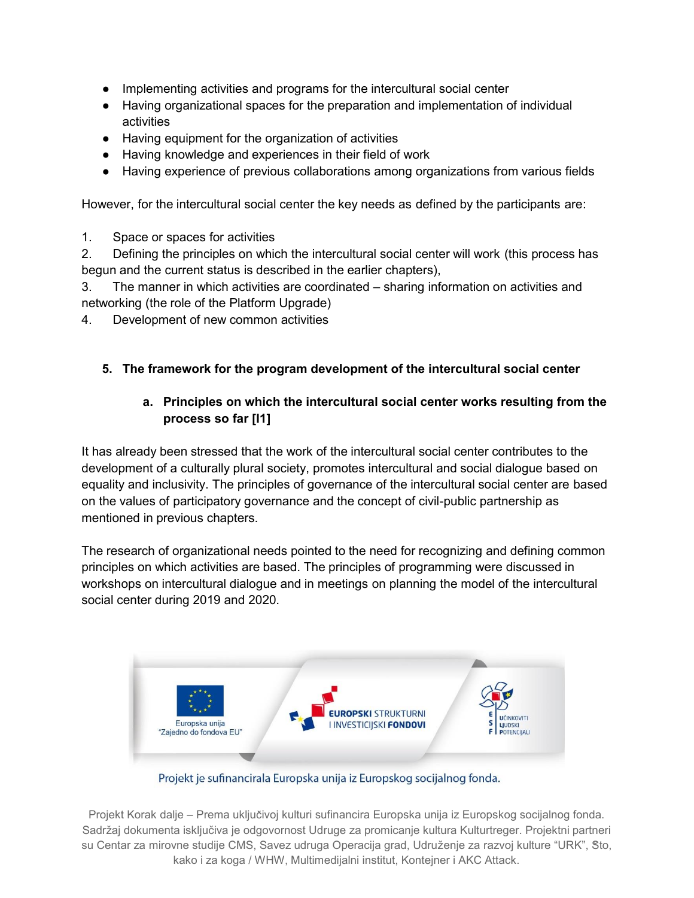- Implementing activities and programs for the intercultural social center
- Having organizational spaces for the preparation and implementation of individual activities
- Having equipment for the organization of activities
- Having knowledge and experiences in their field of work
- Having experience of previous collaborations among organizations from various fields

However, for the intercultural social center the key needs as defined by the participants are:

1. Space or spaces for activities
2. Defining the principles on which the intercultural social center will work (this process has begun and the current status is described in the earlier chapters),
3. The manner in which activities are coordinated – sharing information on activities and networking (the role of the Platform Upgrade)
4. Development of new common activities

## 5. The framework for the program development of the intercultural social center

### a. Principles on which the intercultural social center works resulting from the process so far [I1]

It has already been stressed that the work of the intercultural social center contributes to the development of a culturally plural society, promotes intercultural and social dialogue based on equality and inclusivity. The principles of governance of the intercultural social center are based on the values of participatory governance and the concept of civil-public partnership as mentioned in previous chapters.

The research of organizational needs pointed to the need for recognizing and defining common principles on which activities are based. The principles of programming were discussed in workshops on intercultural dialogue and in meetings on planning the model of the intercultural social center during 2019 and 2020.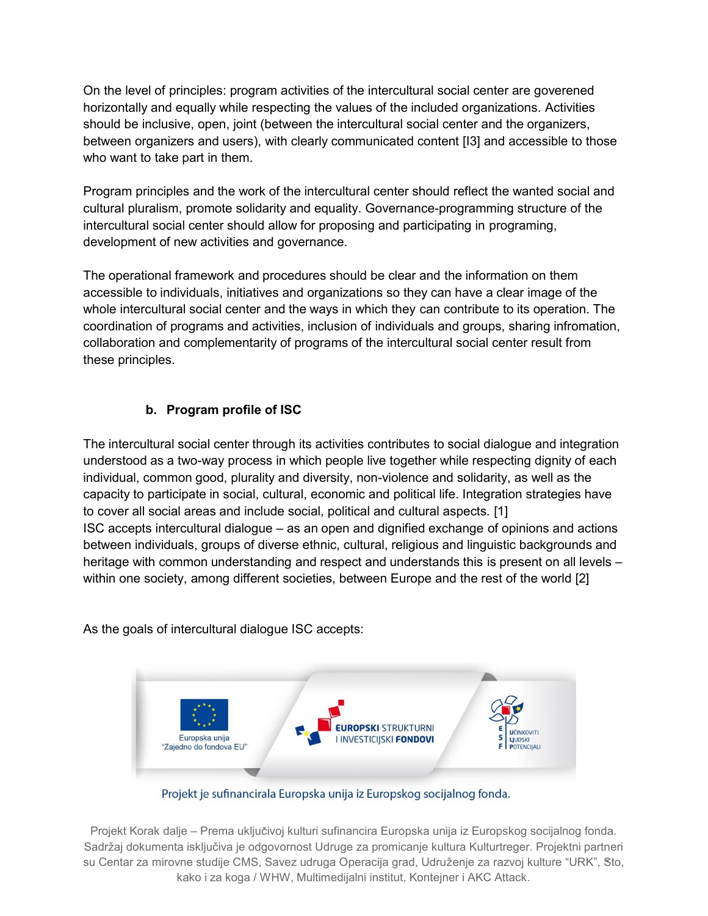On the level of principles: program activities of the intercultural social center are goverened horizontally and equally while respecting the values of the included organizations. Activities should be inclusive, open, joint (between the intercultural social center and the organizers, between organizers and users), with clearly communicated content [I3] and accessible to those who want to take part in them.

Program principles and the work of the intercultural center should reflect the wanted social and cultural pluralism, promote solidarity and equality. Governance-programming structure of the intercultural social center should allow for proposing and participating in programing, development of new activities and governance.

The operational framework and procedures should be clear and the information on them accessible to individuals, initiatives and organizations so they can have a clear image of the whole intercultural social center and the ways in which they can contribute to its operation. The coordination of programs and activities, inclusion of individuals and groups, sharing infromation, collaboration and complementarity of programs of the intercultural social center result from these principles.

### b. Program profile of ISC

The intercultural social center through its activities contributes to social dialogue and integration understood as a two-way process in which people live together while respecting dignity of each individual, common good, plurality and diversity, non-violence and solidarity, as well as the capacity to participate in social, cultural, economic and political life. Integration strategies have to cover all social areas and include social, political and cultural aspects. [1]
ISC accepts intercultural dialogue – as an open and dignified exchange of opinions and actions between individuals, groups of diverse ethnic, cultural, religious and linguistic backgrounds and heritage with common understanding and respect and understands this is present on all levels – within one society, among different societies, between Europe and the rest of the world [2]

As the goals of intercultural dialogue ISC accepts:

Europska unija "Zajedno do fondova EU"

EUROPSKI STRUKTURNI I INVESTICIJSKI FONDOVI

ESF UČINKOVITI LJUDSKI POTENCIJALI

Projekt je sufinancirala Europska unija iz Europskog socijalnog fonda.

Projekt Korak dalje – Prema uključivoj kulturi sufinancira Europska unija iz Europskog socijalnog fonda. Sadržaj dokumenta isključiva je odgovornost Udruge za promicanje kultura Kulturtreger. Projektni partneri su Centar za mirovne studije CMS, Savez udruga Operacija grad, Udruženje za razvoj kulture "URK", Što, kako i za koga / WHW, Multimedijalni institut, Kontejner i AKC Attack.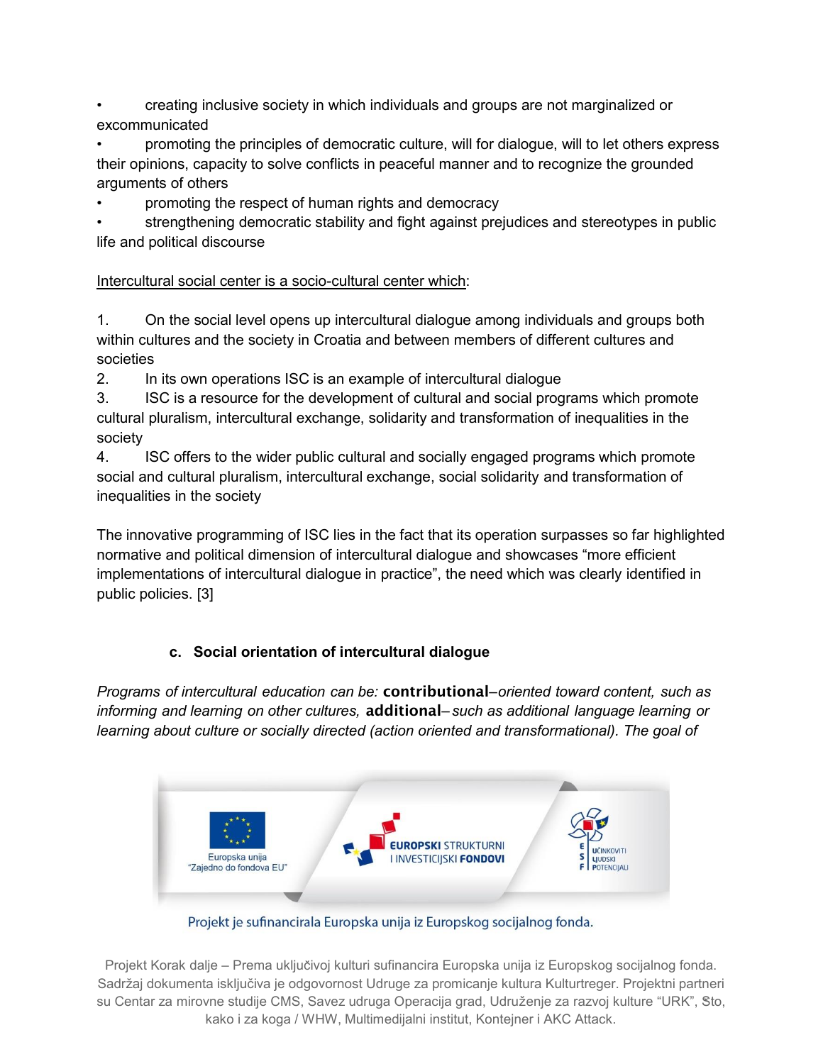- creating inclusive society in which individuals and groups are not marginalized or excommunicated
- promoting the principles of democratic culture, will for dialogue, will to let others express their opinions, capacity to solve conflicts in peaceful manner and to recognize the grounded arguments of others
- promoting the respect of human rights and democracy
- strengthening democratic stability and fight against prejudices and stereotypes in public life and political discourse

Intercultural social center is a socio-cultural center which:

1. On the social level opens up intercultural dialogue among individuals and groups both within cultures and the society in Croatia and between members of different cultures and societies
2. In its own operations ISC is an example of intercultural dialogue
3. ISC is a resource for the development of cultural and social programs which promote cultural pluralism, intercultural exchange, solidarity and transformation of inequalities in the society
4. ISC offers to the wider public cultural and socially engaged programs which promote social and cultural pluralism, intercultural exchange, social solidarity and transformation of inequalities in the society

The innovative programming of ISC lies in the fact that its operation surpasses so far highlighted normative and political dimension of intercultural dialogue and showcases "more efficient implementations of intercultural dialogue in practice", the need which was clearly identified in public policies. [3]

### c. Social orientation of intercultural dialogue

*Programs of intercultural education can be:* **contributional**–*oriented toward content, such as informing and learning on other cultures,* **additional**– *such as additional language learning or learning about culture or socially directed (action oriented and transformational). The goal of*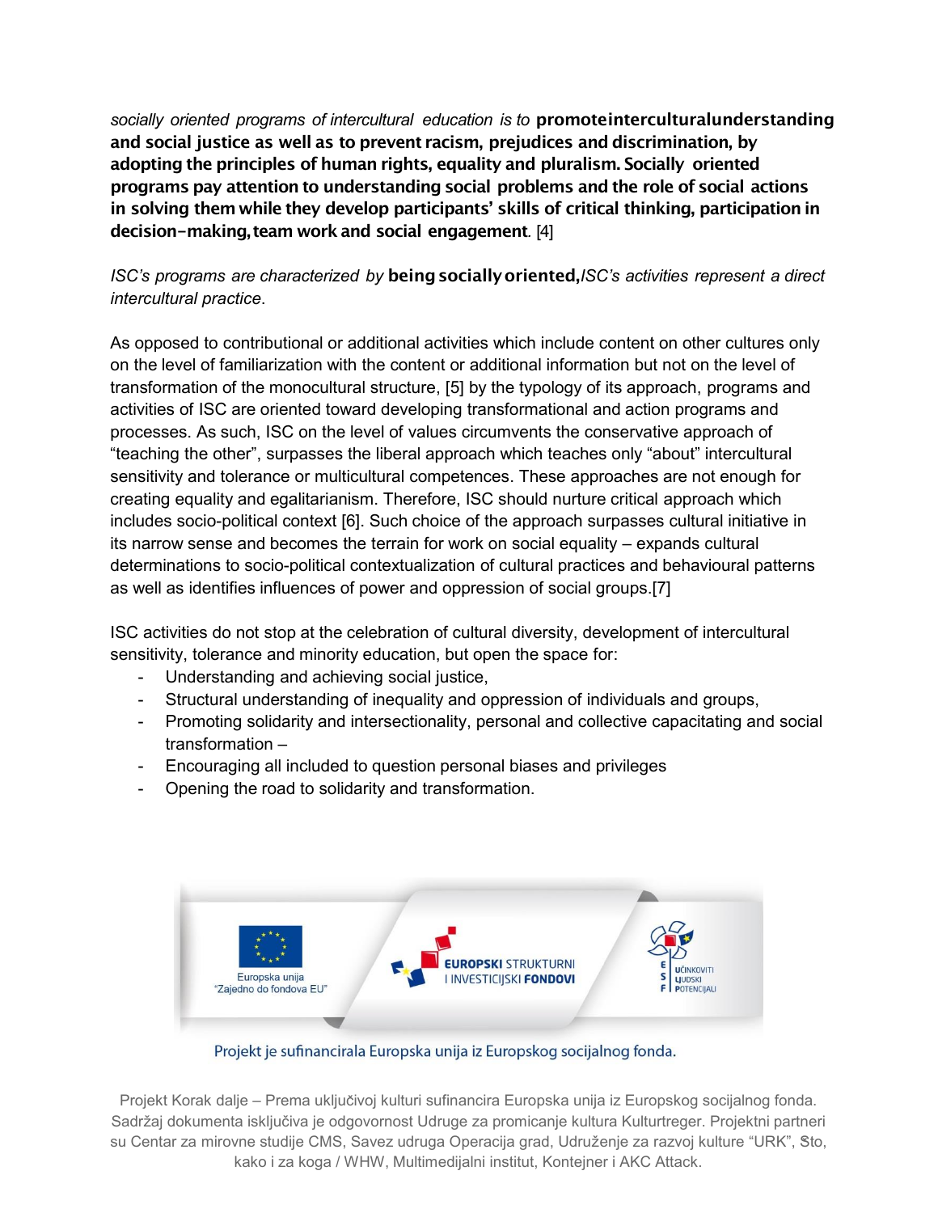*socially oriented programs of intercultural education is to* **promote intercultural understanding and social justice as well as to prevent racism, prejudices and discrimination, by adopting the principles of human rights, equality and pluralism. Socially oriented programs pay attention to understanding social problems and the role of social actions in solving them while they develop participants' skills of critical thinking, participation in decision-making, team work and social engagement**. [4]

*ISC's programs are characterized by* **being socially oriented,** *ISC's activities represent a direct intercultural practice*.

As opposed to contributional or additional activities which include content on other cultures only on the level of familiarization with the content or additional information but not on the level of transformation of the monocultural structure, [5] by the typology of its approach, programs and activities of ISC are oriented toward developing transformational and action programs and processes. As such, ISC on the level of values circumvents the conservative approach of "teaching the other", surpasses the liberal approach which teaches only "about" intercultural sensitivity and tolerance or multicultural competences. These approaches are not enough for creating equality and egalitarianism. Therefore, ISC should nurture critical approach which includes socio-political context [6]. Such choice of the approach surpasses cultural initiative in its narrow sense and becomes the terrain for work on social equality – expands cultural determinations to socio-political contextualization of cultural practices and behavioural patterns as well as identifies influences of power and oppression of social groups.[7]

ISC activities do not stop at the celebration of cultural diversity, development of intercultural sensitivity, tolerance and minority education, but open the space for:

- Understanding and achieving social justice,
- Structural understanding of inequality and oppression of individuals and groups,
- Promoting solidarity and intersectionality, personal and collective capacitating and social transformation –
- Encouraging all included to question personal biases and privileges
- Opening the road to solidarity and transformation.

Europska unija
"Zajedno do fondova EU"

EUROPSKI STRUKTURNI I INVESTICIJSKI FONDOVI

ESF UČINKOVITI LJUDSKI POTENCIJALI

Projekt je sufinancirala Europska unija iz Europskog socijalnog fonda.

Projekt Korak dalje – Prema uključivoj kulturi sufinancira Europska unija iz Europskog socijalnog fonda. Sadržaj dokumenta isključiva je odgovornost Udruge za promicanje kultura Kulturtreger. Projektni partneri su Centar za mirovne studije CMS, Savez udruga Operacija grad, Udruženje za razvoj kulture "URK", Što, kako i za koga / WHW, Multimedijalni institut, Kontejner i AKC Attack.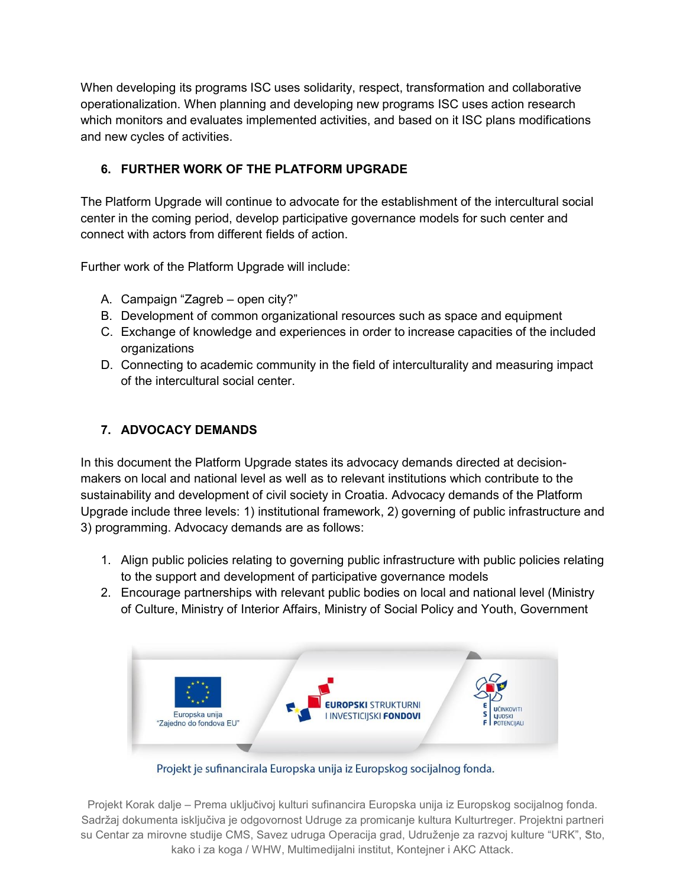When developing its programs ISC uses solidarity, respect, transformation and collaborative operationalization. When planning and developing new programs ISC uses action research which monitors and evaluates implemented activities, and based on it ISC plans modifications and new cycles of activities.

## 6. FURTHER WORK OF THE PLATFORM UPGRADE

The Platform Upgrade will continue to advocate for the establishment of the intercultural social center in the coming period, develop participative governance models for such center and connect with actors from different fields of action.

Further work of the Platform Upgrade will include:

A. Campaign "Zagreb – open city?"
B. Development of common organizational resources such as space and equipment
C. Exchange of knowledge and experiences in order to increase capacities of the included organizations
D. Connecting to academic community in the field of interculturality and measuring impact of the intercultural social center.

## 7. ADVOCACY DEMANDS

In this document the Platform Upgrade states its advocacy demands directed at decision-makers on local and national level as well as to relevant institutions which contribute to the sustainability and development of civil society in Croatia. Advocacy demands of the Platform Upgrade include three levels: 1) institutional framework, 2) governing of public infrastructure and 3) programming. Advocacy demands are as follows:

1. Align public policies relating to governing public infrastructure with public policies relating to the support and development of participative governance models
2. Encourage partnerships with relevant public bodies on local and national level (Ministry of Culture, Ministry of Interior Affairs, Ministry of Social Policy and Youth, Government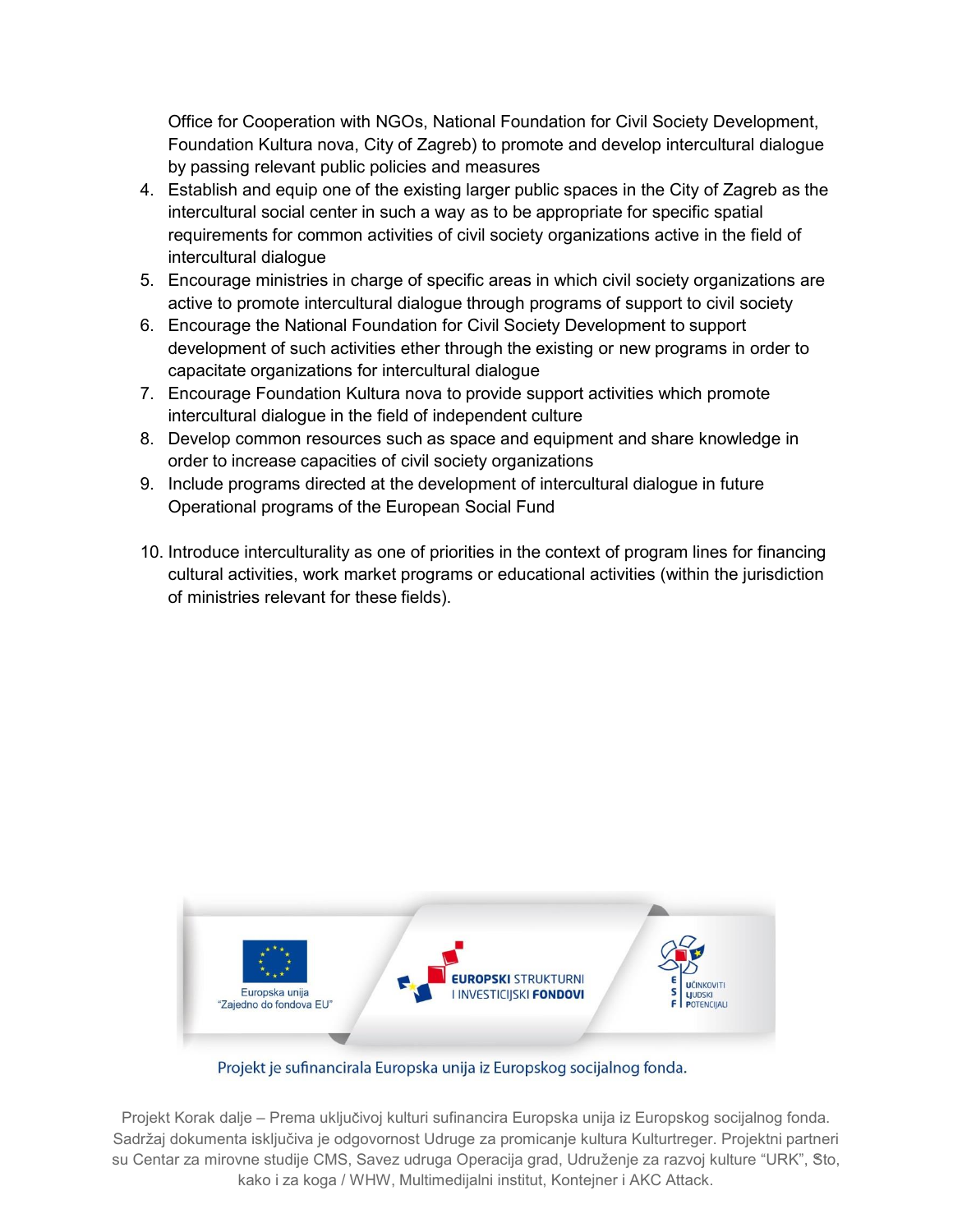Office for Cooperation with NGOs, National Foundation for Civil Society Development, Foundation Kultura nova, City of Zagreb) to promote and develop intercultural dialogue by passing relevant public policies and measures

4. Establish and equip one of the existing larger public spaces in the City of Zagreb as the intercultural social center in such a way as to be appropriate for specific spatial requirements for common activities of civil society organizations active in the field of intercultural dialogue
5. Encourage ministries in charge of specific areas in which civil society organizations are active to promote intercultural dialogue through programs of support to civil society
6. Encourage the National Foundation for Civil Society Development to support development of such activities ether through the existing or new programs in order to capacitate organizations for intercultural dialogue
7. Encourage Foundation Kultura nova to provide support activities which promote intercultural dialogue in the field of independent culture
8. Develop common resources such as space and equipment and share knowledge in order to increase capacities of civil society organizations
9. Include programs directed at the development of intercultural dialogue in future Operational programs of the European Social Fund

10. Introduce interculturality as one of priorities in the context of program lines for financing cultural activities, work market programs or educational activities (within the jurisdiction of ministries relevant for these fields).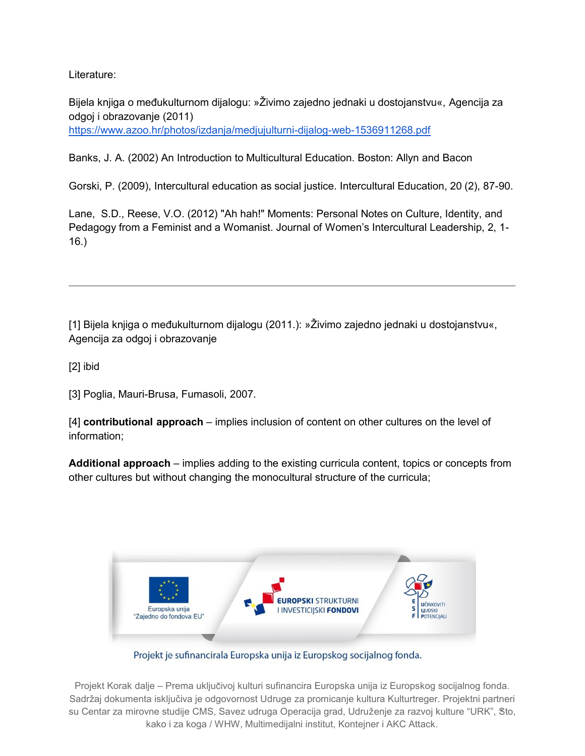Literature:

Bijela knjiga o međukulturnom dijalogu: »Živimo zajedno jednaki u dostojanstvu«, Agencija za odgoj i obrazovanje (2011) https://www.azoo.hr/photos/izdanja/medjujulturni-dijalog-web-1536911268.pdf

Banks, J. A. (2002) An Introduction to Multicultural Education. Boston: Allyn and Bacon

Gorski, P. (2009), Intercultural education as social justice. Intercultural Education, 20 (2), 87-90.

Lane, S.D., Reese, V.O. (2012) "Ah hah!" Moments: Personal Notes on Culture, Identity, and Pedagogy from a Feminist and a Womanist. Journal of Women's Intercultural Leadership, 2, 1-16.)

---

[1] Bijela knjiga o međukulturnom dijalogu (2011.): »Živimo zajedno jednaki u dostojanstvu«, Agencija za odgoj i obrazovanje

[2] ibid

[3] Poglia, Mauri-Brusa, Fumasoli, 2007.

[4] **contributional approach** – implies inclusion of content on other cultures on the level of information;

**Additional approach** – implies adding to the existing curricula content, topics or concepts from other cultures but without changing the monocultural structure of the curricula;

Europska unija
"Zajedno do fondova EU"

EUROPSKI STRUKTURNI I INVESTICIJSKI FONDOVI

ESF UČINKOVITI LJUDSKI POTENCIJALI

Projekt je sufinancirala Europska unija iz Europskog socijalnog fonda.

Projekt Korak dalje – Prema uključivoj kulturi sufinancira Europska unija iz Europskog socijalnog fonda. Sadržaj dokumenta isključiva je odgovornost Udruge za promicanje kultura Kulturtreger. Projektni partneri su Centar za mirovne studije CMS, Savez udruga Operacija grad, Udruženje za razvoj kulture "URK", Što, kako i za koga / WHW, Multimedijalni institut, Kontejner i AKC Attack.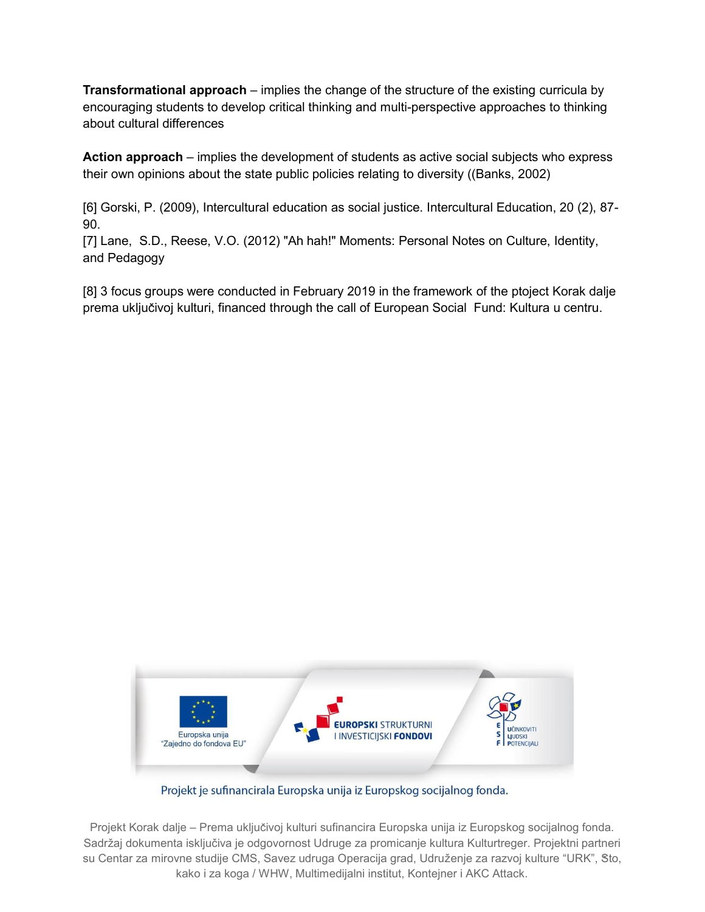**Transformational approach** – implies the change of the structure of the existing curricula by encouraging students to develop critical thinking and multi-perspective approaches to thinking about cultural differences

**Action approach** – implies the development of students as active social subjects who express their own opinions about the state public policies relating to diversity ((Banks, 2002)

[6] Gorski, P. (2009), Intercultural education as social justice. Intercultural Education, 20 (2), 87-90.
[7] Lane, S.D., Reese, V.O. (2012) "Ah hah!" Moments: Personal Notes on Culture, Identity, and Pedagogy

[8] 3 focus groups were conducted in February 2019 in the framework of the ptoject Korak dalje prema uključivoj kulturi, financed through the call of European Social Fund: Kultura u centru.